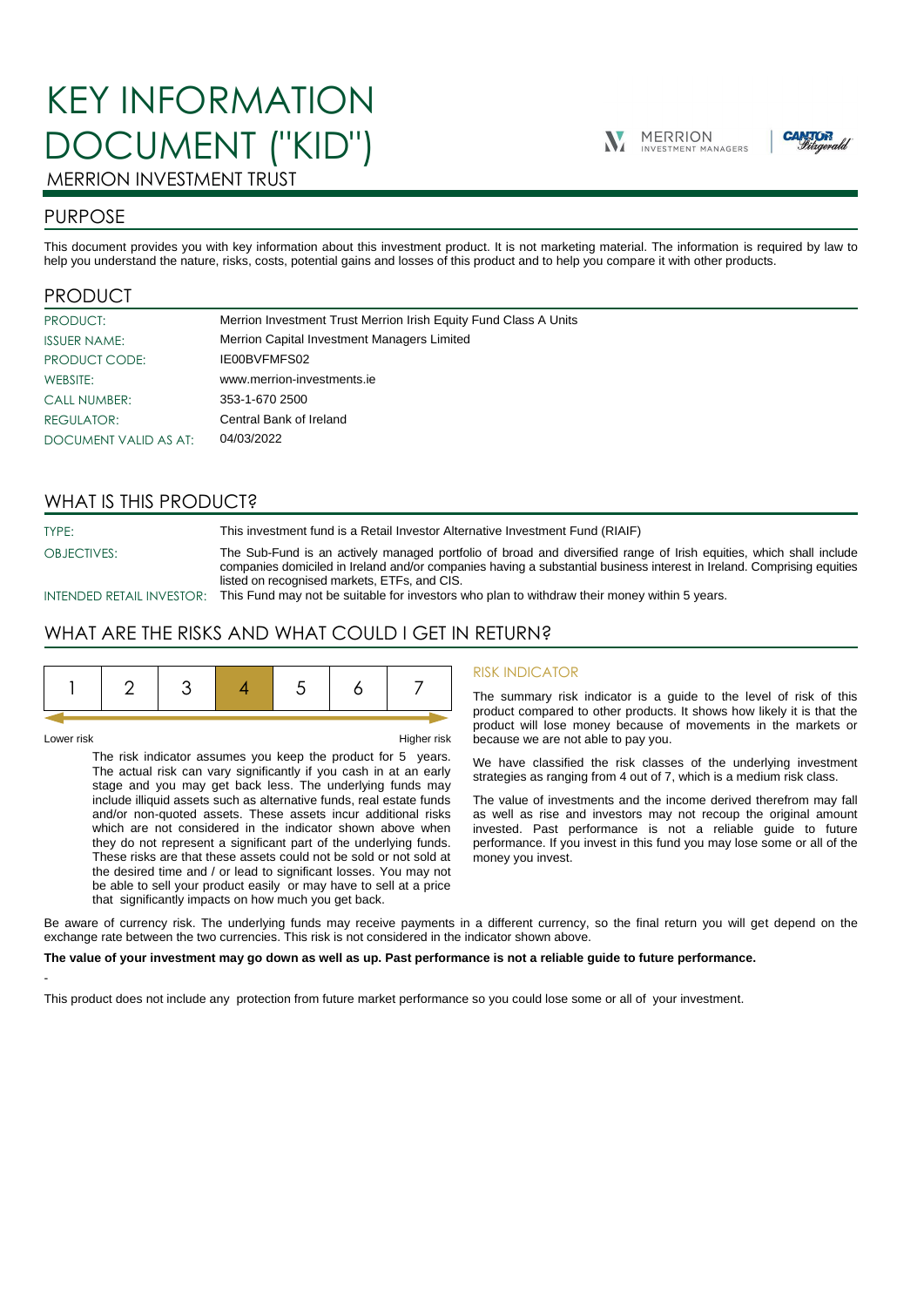# KEY INFORMATION DOCUMENT ("KID")

MERRION INVESTMENT TRUST

## PURPOSE

This document provides you with key information about this investment product. It is not marketing material. The information is required by law to help you understand the nature, risks, costs, potential gains and losses of this product and to help you compare it with other products.

## PRODUCT

| | |
|---|---|
| PRODUCT: | Merrion Investment Trust Merrion Irish Equity Fund Class A Units |
| ISSUER NAME: | Merrion Capital Investment Managers Limited |
| PRODUCT CODE: | IE00BVFMFS02 |
| WEBSITE: | www.merrion-investments.ie |
| CALL NUMBER: | 353-1-670 2500 |
| REGULATOR: | Central Bank of Ireland |
| DOCUMENT VALID AS AT: | 04/03/2022 |

## WHAT IS THIS PRODUCT?

| | |
|---|---|
| TYPE: | This investment fund is a Retail Investor Alternative Investment Fund (RIAIF) |
| OBJECTIVES: | The Sub-Fund is an actively managed portfolio of broad and diversified range of Irish equities, which shall include companies domiciled in Ireland and/or companies having a substantial business interest in Ireland. Comprising equities listed on recognised markets, ETFs, and CIS. |
| INTENDED RETAIL INVESTOR: | This Fund may not be suitable for investors who plan to withdraw their money within 5 years. |

## WHAT ARE THE RISKS AND WHAT COULD I GET IN RETURN?

| 1 | 2 | 3 | **4** | 5 | 6 | 7 |
|---|---|---|---|---|---|---|

Lower risk — Higher risk

The risk indicator assumes you keep the product for 5 years. The actual risk can vary significantly if you cash in at an early stage and you may get back less. The underlying funds may include illiquid assets such as alternative funds, real estate funds and/or non-quoted assets. These assets incur additional risks which are not considered in the indicator shown above when they do not represent a significant part of the underlying funds. These risks are that these assets could not be sold or not sold at the desired time and / or lead to significant losses. You may not be able to sell your product easily or may have to sell at a price that significantly impacts on how much you get back.

### RISK INDICATOR

The summary risk indicator is a guide to the level of risk of this product compared to other products. It shows how likely it is that the product will lose money because of movements in the markets or because we are not able to pay you.

We have classified the risk classes of the underlying investment strategies as ranging from 4 out of 7, which is a medium risk class.

The value of investments and the income derived therefrom may fall as well as rise and investors may not recoup the original amount invested. Past performance is not a reliable guide to future performance. If you invest in this fund you may lose some or all of the money you invest.

Be aware of currency risk. The underlying funds may receive payments in a different currency, so the final return you will get depend on the exchange rate between the two currencies. This risk is not considered in the indicator shown above.

**The value of your investment may go down as well as up. Past performance is not a reliable guide to future performance.**

-

This product does not include any protection from future market performance so you could lose some or all of your investment.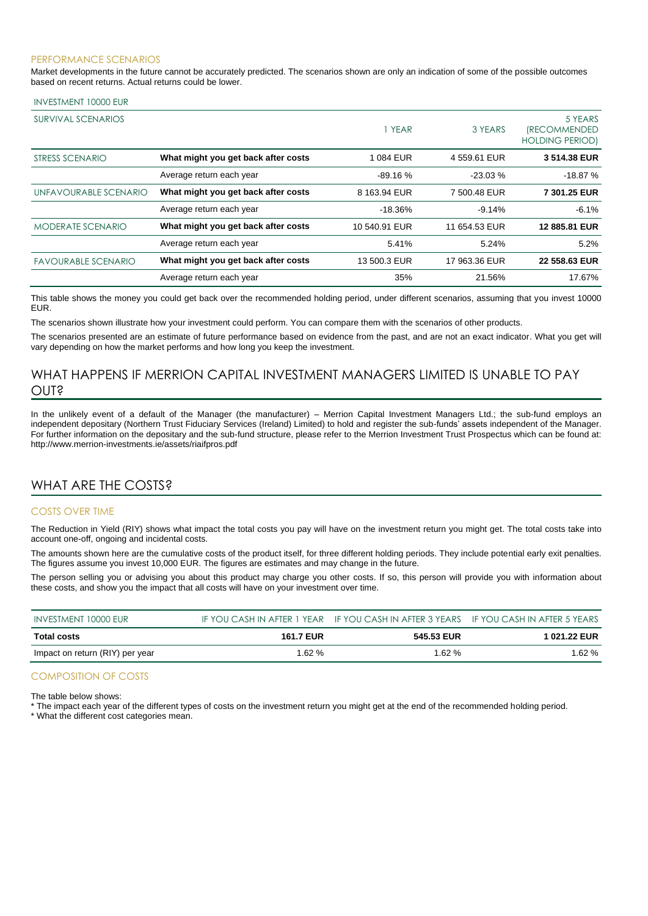### PERFORMANCE SCENARIOS

Market developments in the future cannot be accurately predicted. The scenarios shown are only an indication of some of the possible outcomes based on recent returns. Actual returns could be lower.

INVESTMENT 10000 EUR

| SURVIVAL SCENARIOS | | 1 YEAR | 3 YEARS | 5 YEARS (RECOMMENDED HOLDING PERIOD) |
|---|---|---|---|---|
| STRESS SCENARIO | **What might you get back after costs** | 1 084 EUR | 4 559.61 EUR | **3 514.38 EUR** |
| | Average return each year | -89.16 % | -23.03 % | -18.87 % |
| UNFAVOURABLE SCENARIO | **What might you get back after costs** | 8 163.94 EUR | 7 500.48 EUR | **7 301.25 EUR** |
| | Average return each year | -18.36% | -9.14% | -6.1% |
| MODERATE SCENARIO | **What might you get back after costs** | 10 540.91 EUR | 11 654.53 EUR | **12 885.81 EUR** |
| | Average return each year | 5.41% | 5.24% | 5.2% |
| FAVOURABLE SCENARIO | **What might you get back after costs** | 13 500.3 EUR | 17 963.36 EUR | **22 558.63 EUR** |
| | Average return each year | 35% | 21.56% | 17.67% |

This table shows the money you could get back over the recommended holding period, under different scenarios, assuming that you invest 10000 EUR.

The scenarios shown illustrate how your investment could perform. You can compare them with the scenarios of other products.

The scenarios presented are an estimate of future performance based on evidence from the past, and are not an exact indicator. What you get will vary depending on how the market performs and how long you keep the investment.

## WHAT HAPPENS IF MERRION CAPITAL INVESTMENT MANAGERS LIMITED IS UNABLE TO PAY OUT?

In the unlikely event of a default of the Manager (the manufacturer) – Merrion Capital Investment Managers Ltd.; the sub-fund employs an independent depositary (Northern Trust Fiduciary Services (Ireland) Limited) to hold and register the sub-funds' assets independent of the Manager. For further information on the depositary and the sub-fund structure, please refer to the Merrion Investment Trust Prospectus which can be found at: http://www.merrion-investments.ie/assets/riaifpros.pdf

## WHAT ARE THE COSTS?

### COSTS OVER TIME

The Reduction in Yield (RIY) shows what impact the total costs you pay will have on the investment return you might get. The total costs take into account one-off, ongoing and incidental costs.

The amounts shown here are the cumulative costs of the product itself, for three different holding periods. They include potential early exit penalties. The figures assume you invest 10,000 EUR. The figures are estimates and may change in the future.

The person selling you or advising you about this product may charge you other costs. If so, this person will provide you with information about these costs, and show you the impact that all costs will have on your investment over time.

| INVESTMENT 10000 EUR | IF YOU CASH IN AFTER 1 YEAR | IF YOU CASH IN AFTER 3 YEARS | IF YOU CASH IN AFTER 5 YEARS |
|---|---|---|---|
| **Total costs** | **161.7 EUR** | **545.53 EUR** | **1 021.22 EUR** |
| Impact on return (RIY) per year | 1.62 % | 1.62 % | 1.62 % |

### COMPOSITION OF COSTS

The table below shows:

* The impact each year of the different types of costs on the investment return you might get at the end of the recommended holding period.
* What the different cost categories mean.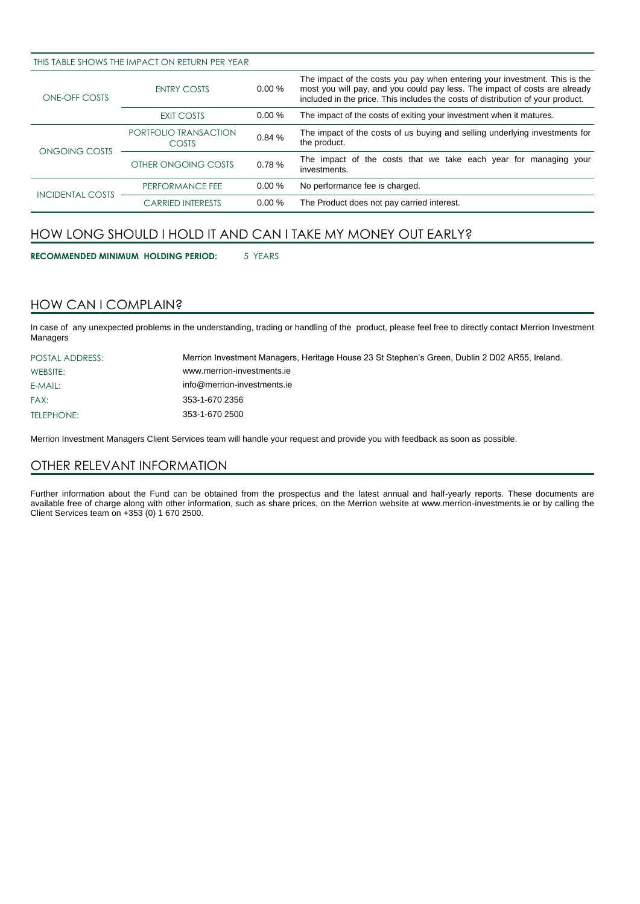| THIS TABLE SHOWS THE IMPACT ON RETURN PER YEAR | | | |
|---|---|---|---|
| ONE-OFF COSTS | ENTRY COSTS | 0.00 % | The impact of the costs you pay when entering your investment. This is the most you will pay, and you could pay less. The impact of costs are already included in the price. This includes the costs of distribution of your product. |
| | EXIT COSTS | 0.00 % | The impact of the costs of exiting your investment when it matures. |
| ONGOING COSTS | PORTFOLIO TRANSACTION COSTS | 0.84 % | The impact of the costs of us buying and selling underlying investments for the product. |
| | OTHER ONGOING COSTS | 0.78 % | The impact of the costs that we take each year for managing your investments. |
| INCIDENTAL COSTS | PERFORMANCE FEE | 0.00 % | No performance fee is charged. |
| | CARRIED INTERESTS | 0.00 % | The Product does not pay carried interest. |

## HOW LONG SHOULD I HOLD IT AND CAN I TAKE MY MONEY OUT EARLY?

**RECOMMENDED MINIMUM HOLDING PERIOD:** 5 YEARS

## HOW CAN I COMPLAIN?

In case of any unexpected problems in the understanding, trading or handling of the product, please feel free to directly contact Merrion Investment Managers

| | |
|---|---|
| POSTAL ADDRESS: | Merrion Investment Managers, Heritage House 23 St Stephen's Green, Dublin 2 D02 AR55, Ireland. |
| WEBSITE: | www.merrion-investments.ie |
| E-MAIL: | info@merrion-investments.ie |
| FAX: | 353-1-670 2356 |
| TELEPHONE: | 353-1-670 2500 |

Merrion Investment Managers Client Services team will handle your request and provide you with feedback as soon as possible.

## OTHER RELEVANT INFORMATION

Further information about the Fund can be obtained from the prospectus and the latest annual and half-yearly reports. These documents are available free of charge along with other information, such as share prices, on the Merrion website at www.merrion-investments.ie or by calling the Client Services team on +353 (0) 1 670 2500.